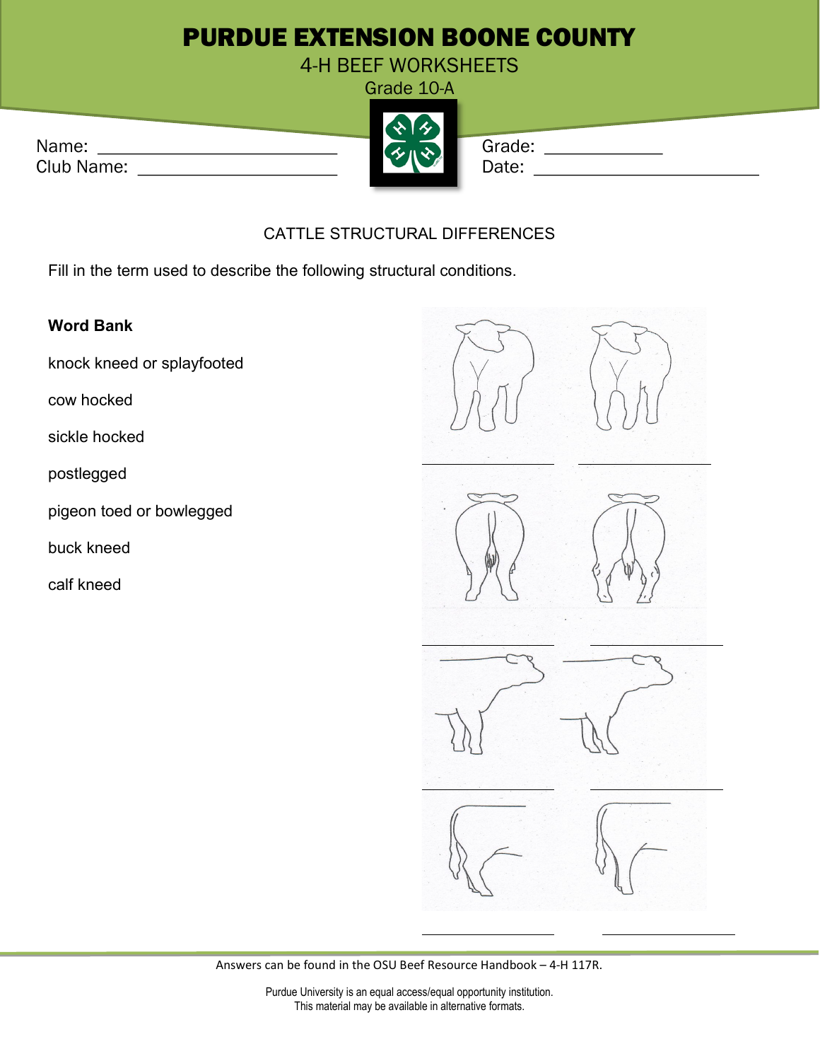# PURDUE EXTENSION BOONE COUNTY

## 4-H BEEF WORKSHEETS

Grade 10-A

Name: ______________________

Club Name: ______________________

Grade: ____________

Date: ______________________

### CATTLE STRUCTURAL DIFFERENCES

Fill in the term used to describe the following structural conditions.

**Word Bank**

knock kneed or splayfooted

cow hocked

sickle hocked

postlegged

pigeon toed or bowlegged

buck kneed

calf kneed

________________ ________________

________________ ________________

________________ ________________

________________ ________________

Answers can be found in the OSU Beef Resource Handbook – 4-H 117R.

Purdue University is an equal access/equal opportunity institution.
This material may be available in alternative formats.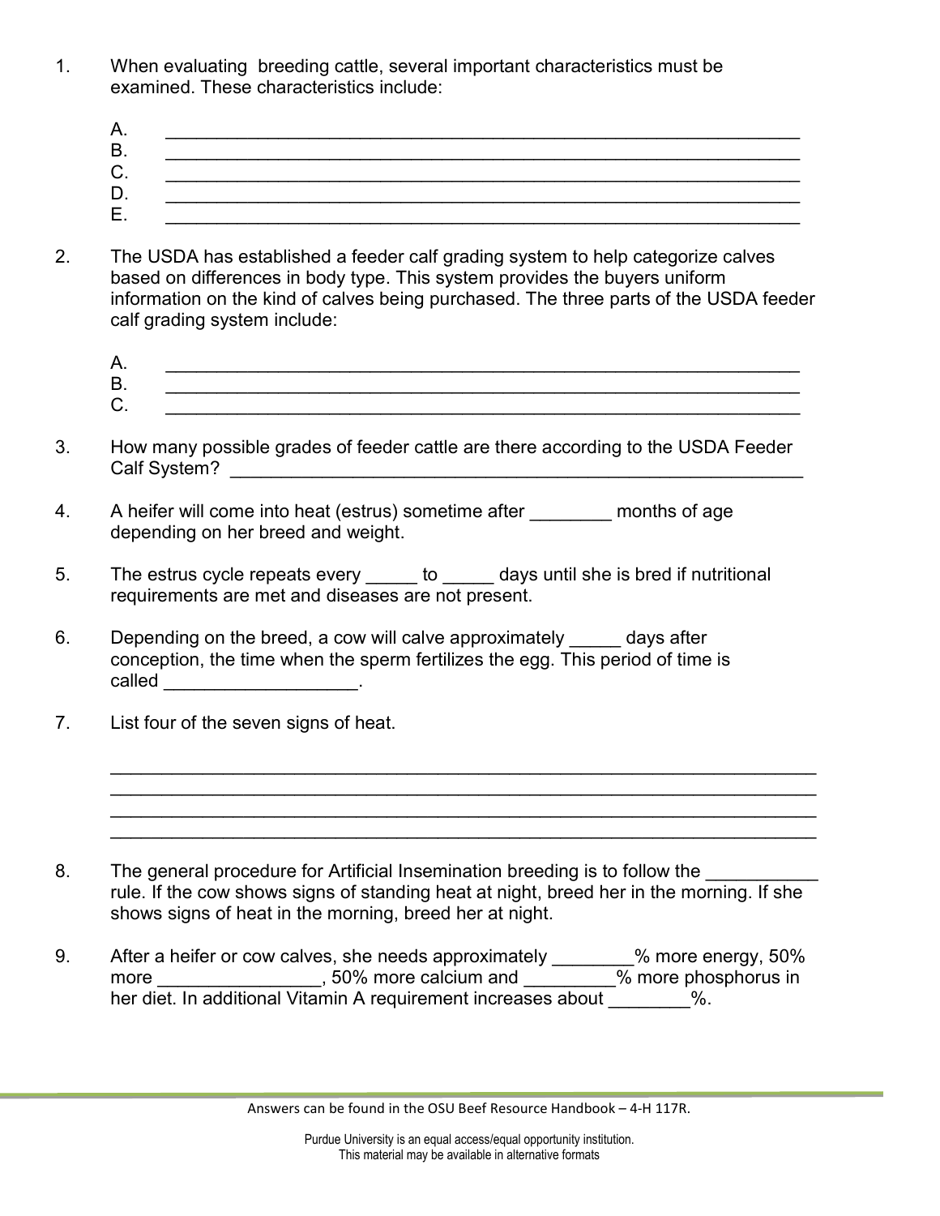1. When evaluating breeding cattle, several important characteristics must be examined. These characteristics include:

   A. ______________________________________________________________
   B. ______________________________________________________________
   C. ______________________________________________________________
   D. ______________________________________________________________
   E. ______________________________________________________________

2. The USDA has established a feeder calf grading system to help categorize calves based on differences in body type. This system provides the buyers uniform information on the kind of calves being purchased. The three parts of the USDA feeder calf grading system include:

   A. ______________________________________________________________
   B. ______________________________________________________________
   C. ______________________________________________________________

3. How many possible grades of feeder cattle are there according to the USDA Feeder Calf System? ___________________________________________________

4. A heifer will come into heat (estrus) sometime after ________ months of age depending on her breed and weight.

5. The estrus cycle repeats every _____ to _____ days until she is bred if nutritional requirements are met and diseases are not present.

6. Depending on the breed, a cow will calve approximately _____ days after conception, the time when the sperm fertilizes the egg. This period of time is called __________________.

7. List four of the seven signs of heat.

   ________________________________________________________________
   ________________________________________________________________
   ________________________________________________________________
   ________________________________________________________________

8. The general procedure for Artificial Insemination breeding is to follow the __________ rule. If the cow shows signs of standing heat at night, breed her in the morning. If she shows signs of heat in the morning, breed her at night.

9. After a heifer or cow calves, she needs approximately ________% more energy, 50% more _______________, 50% more calcium and ________% more phosphorus in her diet. In additional Vitamin A requirement increases about ________%.

Answers can be found in the OSU Beef Resource Handbook – 4-H 117R.

Purdue University is an equal access/equal opportunity institution.
This material may be available in alternative formats